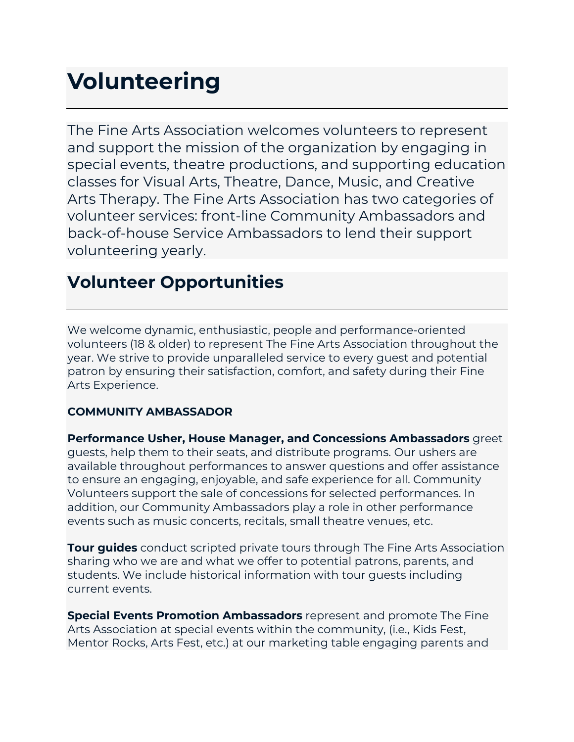# Volunteering

The Fine Arts Association welcomes volunteers to represent and support the mission of the organization by engaging in special events, theatre productions, and supporting education classes for Visual Arts, Theatre, Dance, Music, and Creative Arts Therapy. The Fine Arts Association has two categories of volunteer services: front-line Community Ambassadors and back-of-house Service Ambassadors to lend their support volunteering yearly.

## Volunteer Opportunities

We welcome dynamic, enthusiastic, people and performance-oriented volunteers (18 & older) to represent The Fine Arts Association throughout the year. We strive to provide unparalleled service to every guest and potential patron by ensuring their satisfaction, comfort, and safety during their Fine Arts Experience.

**COMMUNITY AMBASSADOR**

**Performance Usher, House Manager, and Concessions Ambassadors** greet guests, help them to their seats, and distribute programs. Our ushers are available throughout performances to answer questions and offer assistance to ensure an engaging, enjoyable, and safe experience for all. Community Volunteers support the sale of concessions for selected performances. In addition, our Community Ambassadors play a role in other performance events such as music concerts, recitals, small theatre venues, etc.

**Tour guides** conduct scripted private tours through The Fine Arts Association sharing who we are and what we offer to potential patrons, parents, and students. We include historical information with tour guests including current events.

**Special Events Promotion Ambassadors** represent and promote The Fine Arts Association at special events within the community, (i.e., Kids Fest, Mentor Rocks, Arts Fest, etc.) at our marketing table engaging parents and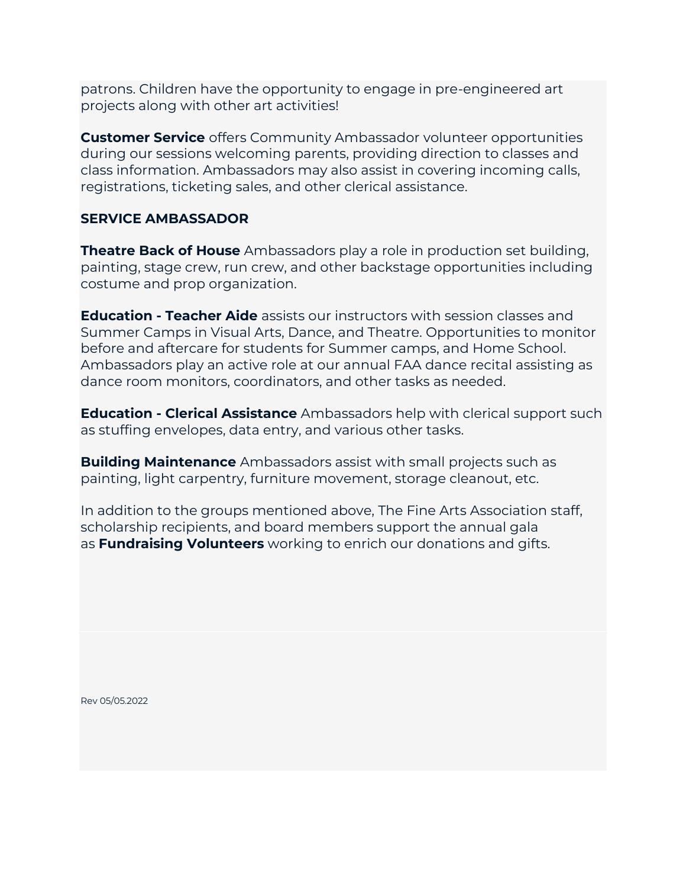patrons. Children have the opportunity to engage in pre-engineered art projects along with other art activities!

**Customer Service** offers Community Ambassador volunteer opportunities during our sessions welcoming parents, providing direction to classes and class information. Ambassadors may also assist in covering incoming calls, registrations, ticketing sales, and other clerical assistance.

**SERVICE AMBASSADOR**

**Theatre Back of House** Ambassadors play a role in production set building, painting, stage crew, run crew, and other backstage opportunities including costume and prop organization.

**Education - Teacher Aide** assists our instructors with session classes and Summer Camps in Visual Arts, Dance, and Theatre. Opportunities to monitor before and aftercare for students for Summer camps, and Home School. Ambassadors play an active role at our annual FAA dance recital assisting as dance room monitors, coordinators, and other tasks as needed.

**Education - Clerical Assistance** Ambassadors help with clerical support such as stuffing envelopes, data entry, and various other tasks.

**Building Maintenance** Ambassadors assist with small projects such as painting, light carpentry, furniture movement, storage cleanout, etc.

In addition to the groups mentioned above, The Fine Arts Association staff, scholarship recipients, and board members support the annual gala as **Fundraising Volunteers** working to enrich our donations and gifts.

Rev 05/05.2022